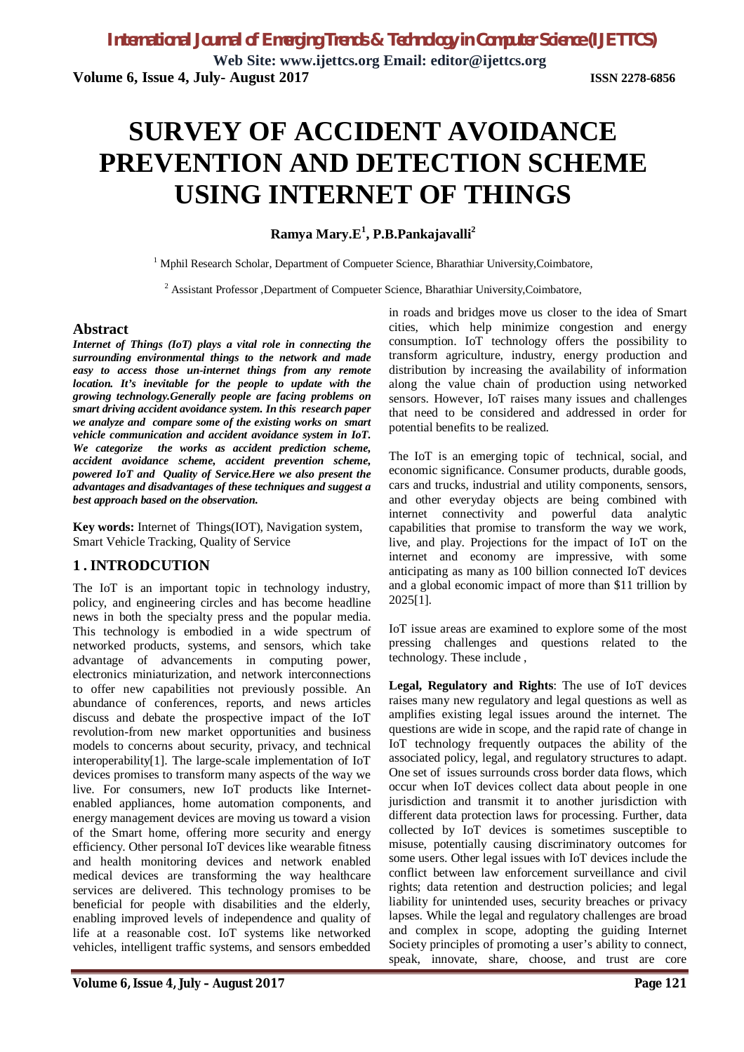# SURVEY OF ACCIDENT AVOIDANCE PREVENTION AND DETECTION SCHEME USING INTERNET OF THINGS

**Ramya Mary.E[1], P.B.Pankajavalli[2]**

[1] Mphil Research Scholar, Department of Compueter Science, Bharathiar University,Coimbatore,

[2] Assistant Professor ,Department of Compueter Science, Bharathiar University,Coimbatore,

## Abstract

***Internet of Things (IoT) plays a vital role in connecting the surrounding environmental things to the network and made easy to access those un-internet things from any remote location. It's inevitable for the people to update with the growing technology.Generally people are facing problems on smart driving accident avoidance system. In this research paper we analyze and compare some of the existing works on smart vehicle communication and accident avoidance system in IoT. We categorize the works as accident prediction scheme, accident avoidance scheme, accident prevention scheme, powered IoT and Quality of Service.Here we also present the advantages and disadvantages of these techniques and suggest a best approach based on the observation.***

**Key words:** Internet of Things(IOT), Navigation system, Smart Vehicle Tracking, Quality of Service

## 1 . INTRODCUTION

The IoT is an important topic in technology industry, policy, and engineering circles and has become headline news in both the specialty press and the popular media. This technology is embodied in a wide spectrum of networked products, systems, and sensors, which take advantage of advancements in computing power, electronics miniaturization, and network interconnections to offer new capabilities not previously possible. An abundance of conferences, reports, and news articles discuss and debate the prospective impact of the IoT revolution-from new market opportunities and business models to concerns about security, privacy, and technical interoperability[1]. The large-scale implementation of IoT devices promises to transform many aspects of the way we live. For consumers, new IoT products like Internet-enabled appliances, home automation components, and energy management devices are moving us toward a vision of the Smart home, offering more security and energy efficiency. Other personal IoT devices like wearable fitness and health monitoring devices and network enabled medical devices are transforming the way healthcare services are delivered. This technology promises to be beneficial for people with disabilities and the elderly, enabling improved levels of independence and quality of life at a reasonable cost. IoT systems like networked vehicles, intelligent traffic systems, and sensors embedded in roads and bridges move us closer to the idea of Smart cities, which help minimize congestion and energy consumption. IoT technology offers the possibility to transform agriculture, industry, energy production and distribution by increasing the availability of information along the value chain of production using networked sensors. However, IoT raises many issues and challenges that need to be considered and addressed in order for potential benefits to be realized.

The IoT is an emerging topic of technical, social, and economic significance. Consumer products, durable goods, cars and trucks, industrial and utility components, sensors, and other everyday objects are being combined with internet connectivity and powerful data analytic capabilities that promise to transform the way we work, live, and play. Projections for the impact of IoT on the internet and economy are impressive, with some anticipating as many as 100 billion connected IoT devices and a global economic impact of more than $11 trillion by 2025[1].

IoT issue areas are examined to explore some of the most pressing challenges and questions related to the technology. These include ,

**Legal, Regulatory and Rights**: The use of IoT devices raises many new regulatory and legal questions as well as amplifies existing legal issues around the internet. The questions are wide in scope, and the rapid rate of change in IoT technology frequently outpaces the ability of the associated policy, legal, and regulatory structures to adapt. One set of issues surrounds cross border data flows, which occur when IoT devices collect data about people in one jurisdiction and transmit it to another jurisdiction with different data protection laws for processing. Further, data collected by IoT devices is sometimes susceptible to misuse, potentially causing discriminatory outcomes for some users. Other legal issues with IoT devices include the conflict between law enforcement surveillance and civil rights; data retention and destruction policies; and legal liability for unintended uses, security breaches or privacy lapses. While the legal and regulatory challenges are broad and complex in scope, adopting the guiding Internet Society principles of promoting a user's ability to connect, speak, innovate, share, choose, and trust are core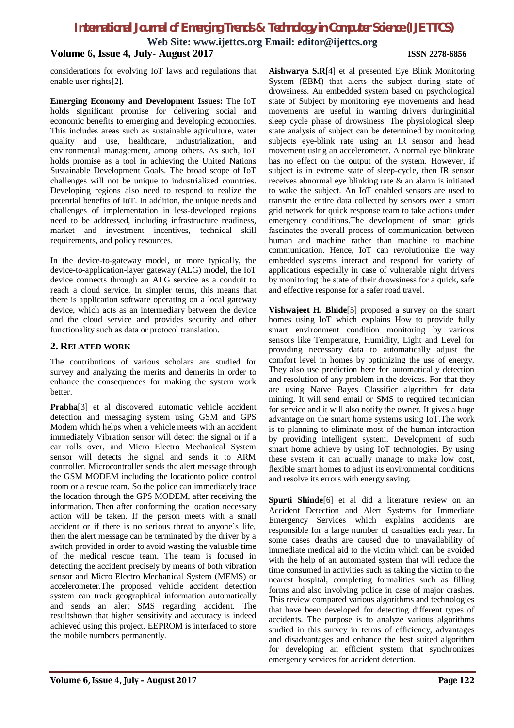considerations for evolving IoT laws and regulations that enable user rights[2].

**Emerging Economy and Development Issues:** The IoT holds significant promise for delivering social and economic benefits to emerging and developing economies. This includes areas such as sustainable agriculture, water quality and use, healthcare, industrialization, and environmental management, among others. As such, IoT holds promise as a tool in achieving the United Nations Sustainable Development Goals. The broad scope of IoT challenges will not be unique to industrialized countries. Developing regions also need to respond to realize the potential benefits of IoT. In addition, the unique needs and challenges of implementation in less-developed regions need to be addressed, including infrastructure readiness, market and investment incentives, technical skill requirements, and policy resources.

In the device-to-gateway model, or more typically, the device-to-application-layer gateway (ALG) model, the IoT device connects through an ALG service as a conduit to reach a cloud service. In simpler terms, this means that there is application software operating on a local gateway device, which acts as an intermediary between the device and the cloud service and provides security and other functionality such as data or protocol translation.

## 2. RELATED WORK

The contributions of various scholars are studied for survey and analyzing the merits and demerits in order to enhance the consequences for making the system work better.

**Prabha**[3] et al discovered automatic vehicle accident detection and messaging system using GSM and GPS Modem which helps when a vehicle meets with an accident immediately Vibration sensor will detect the signal or if a car rolls over, and Micro Electro Mechanical System sensor will detects the signal and sends it to ARM controller. Microcontroller sends the alert message through the GSM MODEM including the locationto police control room or a rescue team. So the police can immediately trace the location through the GPS MODEM, after receiving the information. Then after conforming the location necessary action will be taken. If the person meets with a small accident or if there is no serious threat to anyone`s life, then the alert message can be terminated by the driver by a switch provided in order to avoid wasting the valuable time of the medical rescue team. The team is focused in detecting the accident precisely by means of both vibration sensor and Micro Electro Mechanical System (MEMS) or accelerometer.The proposed vehicle accident detection system can track geographical information automatically and sends an alert SMS regarding accident. The resultshown that higher sensitivity and accuracy is indeed achieved using this project. EEPROM is interfaced to store the mobile numbers permanently.

**Aishwarya S.R**[4] et al presented Eye Blink Monitoring System (EBM) that alerts the subject during state of drowsiness. An embedded system based on psychological state of Subject by monitoring eye movements and head movements are useful in warning drivers duringinitial sleep cycle phase of drowsiness. The physiological sleep state analysis of subject can be determined by monitoring subjects eye-blink rate using an IR sensor and head movement using an accelerometer. A normal eye blinkrate has no effect on the output of the system. However, if subject is in extreme state of sleep-cycle, then IR sensor receives abnormal eye blinking rate & an alarm is initiated to wake the subject. An IoT enabled sensors are used to transmit the entire data collected by sensors over a smart grid network for quick response team to take actions under emergency conditions.The development of smart grids fascinates the overall process of communication between human and machine rather than machine to machine communication. Hence, IoT can revolutionize the way embedded systems interact and respond for variety of applications especially in case of vulnerable night drivers by monitoring the state of their drowsiness for a quick, safe and effective response for a safer road travel.

**Vishwajeet H. Bhide**[5] proposed a survey on the smart homes using IoT which explains How to provide fully smart environment condition monitoring by various sensors like Temperature, Humidity, Light and Level for providing necessary data to automatically adjust the comfort level in homes by optimizing the use of energy. They also use prediction here for automatically detection and resolution of any problem in the devices. For that they are using Naïve Bayes Classifier algorithm for data mining. It will send email or SMS to required technician for service and it will also notify the owner. It gives a huge advantage on the smart home systems using IoT.The work is to planning to eliminate most of the human interaction by providing intelligent system. Development of such smart home achieve by using IoT technologies. By using these system it can actually manage to make low cost, flexible smart homes to adjust its environmental conditions and resolve its errors with energy saving.

**Spurti Shinde**[6] et al did a literature review on an Accident Detection and Alert Systems for Immediate Emergency Services which explains accidents are responsible for a large number of casualties each year. In some cases deaths are caused due to unavailability of immediate medical aid to the victim which can be avoided with the help of an automated system that will reduce the time consumed in activities such as taking the victim to the nearest hospital, completing formalities such as filling forms and also involving police in case of major crashes. This review compared various algorithms and technologies that have been developed for detecting different types of accidents. The purpose is to analyze various algorithms studied in this survey in terms of efficiency, advantages and disadvantages and enhance the best suited algorithm for developing an efficient system that synchronizes emergency services for accident detection.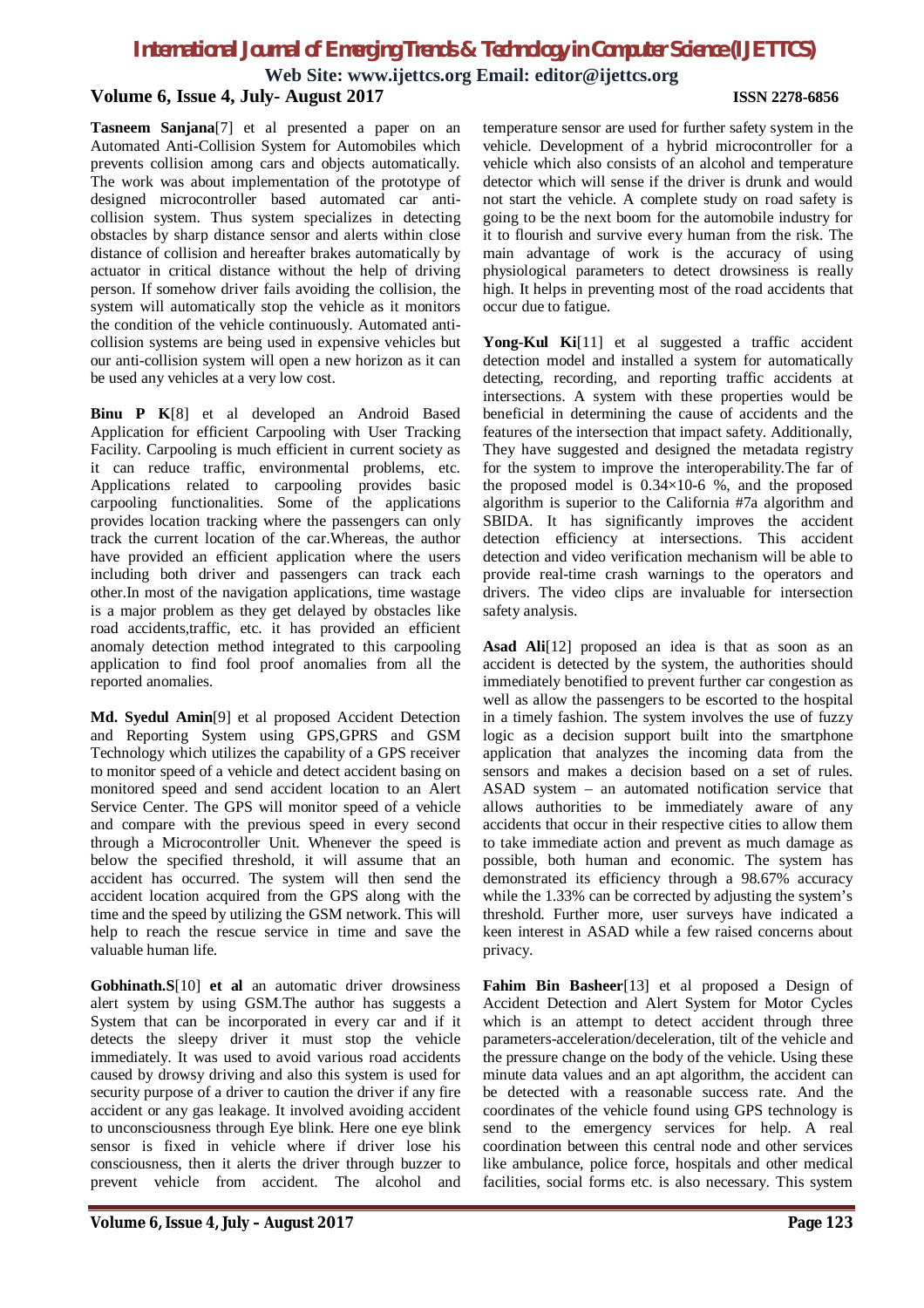**Tasneem Sanjana**[7] et al presented a paper on an Automated Anti-Collision System for Automobiles which prevents collision among cars and objects automatically. The work was about implementation of the prototype of designed microcontroller based automated car anti-collision system. Thus system specializes in detecting obstacles by sharp distance sensor and alerts within close distance of collision and hereafter brakes automatically by actuator in critical distance without the help of driving person. If somehow driver fails avoiding the collision, the system will automatically stop the vehicle as it monitors the condition of the vehicle continuously. Automated anti-collision systems are being used in expensive vehicles but our anti-collision system will open a new horizon as it can be used any vehicles at a very low cost.

**Binu P K**[8] et al developed an Android Based Application for efficient Carpooling with User Tracking Facility. Carpooling is much efficient in current society as it can reduce traffic, environmental problems, etc. Applications related to carpooling provides basic carpooling functionalities. Some of the applications provides location tracking where the passengers can only track the current location of the car.Whereas, the author have provided an efficient application where the users including both driver and passengers can track each other.In most of the navigation applications, time wastage is a major problem as they get delayed by obstacles like road accidents,traffic, etc. it has provided an efficient anomaly detection method integrated to this carpooling application to find fool proof anomalies from all the reported anomalies.

**Md. Syedul Amin**[9] et al proposed Accident Detection and Reporting System using GPS,GPRS and GSM Technology which utilizes the capability of a GPS receiver to monitor speed of a vehicle and detect accident basing on monitored speed and send accident location to a Alert Service Center. The GPS will monitor speed of a vehicle and compare with the previous speed in every second through a Microcontroller Unit. Whenever the speed is below the specified threshold, it will assume that an accident has occurred. The system will then send the accident location acquired from the GPS along with the time and the speed by utilizing the GSM network. This will help to reach the rescue service in time and save the valuable human life.

**Gobhinath.S**[10] **et al** an automatic driver drowsiness alert system by using GSM.The author has suggests a System that can be incorporated in every car and if it detects the sleepy driver it must stop the vehicle immediately. It was used to avoid various road accidents caused by drowsy driving and also this system is used for security purpose of a driver to caution the driver if any fire accident or any gas leakage. It involved avoiding accident to unconsciousness through Eye blink. Here one eye blink sensor is fixed in vehicle where if driver lose his consciousness, then it alerts the driver through buzzer to prevent vehicle from accident. The alcohol and temperature sensor are used for further safety system in the vehicle. Development of a hybrid microcontroller for a vehicle which also consists of an alcohol and temperature detector which will sense if the driver is drunk and would not start the vehicle. A complete study on road safety is going to be the next boom for the automobile industry for it to flourish and survive every human from the risk. The main advantage of work is the accuracy of using physiological parameters to detect drowsiness is really high. It helps in preventing most of the road accidents that occur due to fatigue.

**Yong-Kul Ki**[11] et al suggested a traffic accident detection model and installed a system for automatically detecting, recording, and reporting traffic accidents at intersections. A system with these properties would be beneficial in determining the cause of accidents and the features of the intersection that impact safety. Additionally, They have suggested and designed the metadata registry for the system to improve the interoperability.The far of the proposed model is $0.34\times10\text{-}6$ %, and the proposed algorithm is superior to the California #7a algorithm and SBIDA. It has significantly improves the accident detection efficiency at intersections. This accident detection and video verification mechanism will be able to provide real-time crash warnings to the operators and drivers. The video clips are invaluable for intersection safety analysis.

**Asad Ali**[12] proposed an idea is that as soon as an accident is detected by the system, the authorities should immediately benotified to prevent further car congestion as well as allow the passengers to be escorted to the hospital in a timely fashion. The system involves the use of fuzzy logic as a decision support built into the smartphone application that analyzes the incoming data from the sensors and makes a decision based on a set of rules. ASAD system – an automated notification service that allows authorities to be immediately aware of any accidents that occur in their respective cities to allow them to take immediate action and prevent as much damage as possible, both human and economic. The system has demonstrated its efficiency through a 98.67% accuracy while the 1.33% can be corrected by adjusting the system's threshold. Further more, user surveys have indicated a keen interest in ASAD while a few raised concerns about privacy.

**Fahim Bin Basheer**[13] et al proposed a Design of Accident Detection and Alert System for Motor Cycles which is an attempt to detect accident through three parameters-acceleration/deceleration, tilt of the vehicle and the pressure change on the body of the vehicle. Using these minute data values and an apt algorithm, the accident can be detected with a reasonable success rate. And the coordinates of the vehicle found using GPS technology is send to the emergency services for help. A real coordination between this central node and other services like ambulance, police force, hospitals and other medical facilities, social forms etc. is also necessary. This system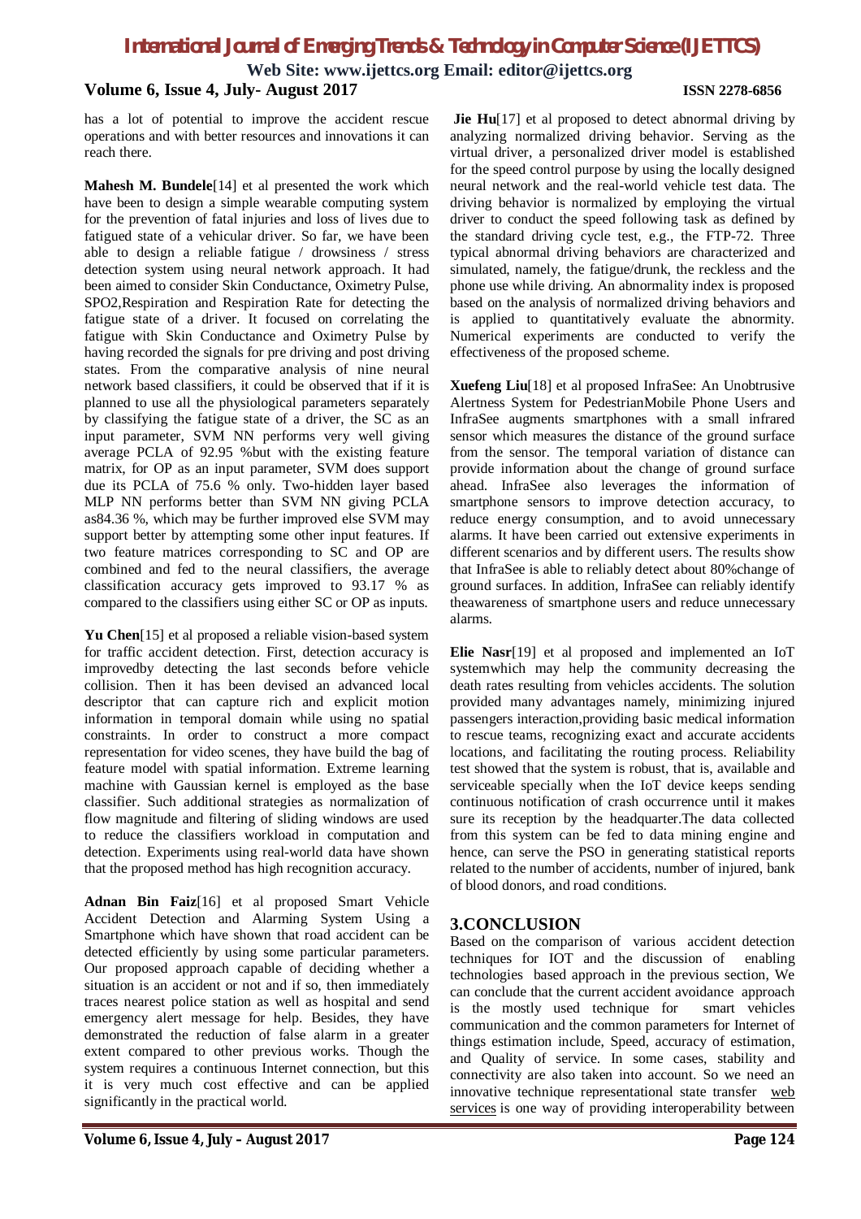has a lot of potential to improve the accident rescue operations and with better resources and innovations it can reach there.

**Mahesh M. Bundele**[14] et al presented the work which have been to design a simple wearable computing system for the prevention of fatal injuries and loss of lives due to fatigued state of a vehicular driver. So far, we have been able to design a reliable fatigue / drowsiness / stress detection system using neural network approach. It had been aimed to consider Skin Conductance, Oximetry Pulse, SPO2,Respiration and Respiration Rate for detecting the fatigue state of a driver. It focused on correlating the fatigue with Skin Conductance and Oximetry Pulse by having recorded the signals for pre driving and post driving states. From the comparative analysis of nine neural network based classifiers, it could be observed that if it is planned to use all the physiological parameters separately by classifying the fatigue state of a driver, the SC as an input parameter, SVM NN performs very well giving average PCLA of 92.95 %but with the existing feature matrix, for OP as an input parameter, SVM does support due its PCLA of 75.6 % only. Two-hidden layer based MLP NN performs better than SVM NN giving PCLA as84.36 %, which may be further improved else SVM may support better by attempting some other input features. If two feature matrices corresponding to SC and OP are combined and fed to the neural classifiers, the average classification accuracy gets improved to 93.17 % as compared to the classifiers using either SC or OP as inputs.

**Yu Chen**[15] et al proposed a reliable vision-based system for traffic accident detection. First, detection accuracy is improvedby detecting the last seconds before vehicle collision. Then it has been devised an advanced local descriptor that can capture rich and explicit motion information in temporal domain while using no spatial constraints. In order to construct a more compact representation for video scenes, they have build the bag of feature model with spatial information. Extreme learning machine with Gaussian kernel is employed as the base classifier. Such additional strategies as normalization of flow magnitude and filtering of sliding windows are used to reduce the classifiers workload in computation and detection. Experiments using real-world data have shown that the proposed method has high recognition accuracy.

**Adnan Bin Faiz**[16] et al proposed Smart Vehicle Accident Detection and Alarming System Using a Smartphone which have shown that road accident can be detected efficiently by using some particular parameters. Our proposed approach capable of deciding whether a situation is an accident or not and if so, then immediately traces nearest police station as well as hospital and send emergency alert message for help. Besides, they have demonstrated the reduction of false alarm in a greater extent compared to other previous works. Though the system requires a continuous Internet connection, but this it is very much cost effective and can be applied significantly in the practical world.

**Jie Hu**[17] et al proposed to detect abnormal driving by analyzing normalized driving behavior. Serving as the virtual driver, a personalized driver model is established for the speed control purpose by using the locally designed neural network and the real-world vehicle test data. The driving behavior is normalized by employing the virtual driver to conduct the speed following task as defined by the standard driving cycle test, e.g., the FTP-72. Three typical abnormal driving behaviors are characterized and simulated, namely, the fatigue/drunk, the reckless and the phone use while driving. An abnormality index is proposed based on the analysis of normalized driving behaviors and is applied to quantitatively evaluate the abnormity. Numerical experiments are conducted to verify the effectiveness of the proposed scheme.

**Xuefeng Liu**[18] et al proposed InfraSee: An Unobtrusive Alertness System for PedestrianMobile Phone Users and InfraSee augments smartphones with a small infrared sensor which measures the distance of the ground surface from the sensor. The temporal variation of distance can provide information about the change of ground surface ahead. InfraSee also leverages the information of smartphone sensors to improve detection accuracy, to reduce energy consumption, and to avoid unnecessary alarms. It have been carried out extensive experiments in different scenarios and by different users. The results show that InfraSee is able to reliably detect about 80%change of ground surfaces. In addition, InfraSee can reliably identify theawareness of smartphone users and reduce unnecessary alarms.

**Elie Nasr**[19] et al proposed and implemented an IoT systemwhich may help the community decreasing the death rates resulting from vehicles accidents. The solution provided many advantages namely, minimizing injured passengers interaction,providing basic medical information to rescue teams, recognizing exact and accurate accidents locations, and facilitating the routing process. Reliability test showed that the system is robust, that is, available and serviceable specially when the IoT device keeps sending continuous notification of crash occurrence until it makes sure its reception by the headquarter.The data collected from this system can be fed to data mining engine and hence, can serve the PSO in generating statistical reports related to the number of accidents, number of injured, bank of blood donors, and road conditions.

## 3.CONCLUSION

Based on the comparison of various accident detection techniques for IOT and the discussion of enabling technologies based approach in the previous section, We can conclude that the current accident avoidance approach is the mostly used technique for smart vehicles communication and the common parameters for Internet of things estimation include, Speed, accuracy of estimation, and Quality of service. In some cases, stability and connectivity are also taken into account. So we need an innovative technique representational state transfer web services is one way of providing interoperability between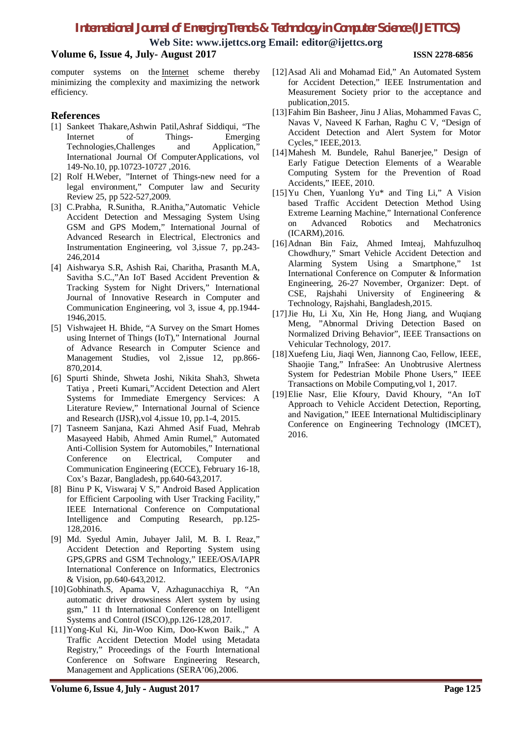computer systems on the Internet scheme thereby minimizing the complexity and maximizing the network efficiency.

## References

[1] Sankeet Thakare,Ashwin Patil,Ashraf Siddiqui, "The Internet of Things- Emerging Technologies,Challenges and Application," International Journal Of ComputerApplications, vol 149-No.10, pp.10723-10727 ,2016.

[2] Rolf H.Weber, "Internet of Things-new need for a legal environment," Computer law and Security Review 25, pp 522-527,2009.

[3] C.Prabha, R.Sunitha, R.Anitha,"Automatic Vehicle Accident Detection and Messaging System Using GSM and GPS Modem," International Journal of Advanced Research in Electrical, Electronics and Instrumentation Engineering, vol 3,issue 7, pp.243-246,2014

[4] Aishwarya S.R, Ashish Rai, Charitha, Prasanth M.A, Savitha S.C.,"An IoT Based Accident Prevention & Tracking System for Night Drivers," International Journal of Innovative Research in Computer and Communication Engineering, vol 3, issue 4, pp.1944-1946,2015.

[5] Vishwajeet H. Bhide, "A Survey on the Smart Homes using Internet of Things (IoT)," International Journal of Advance Research in Computer Science and Management Studies, vol 2,issue 12, pp.866-870,2014.

[6] Spurti Shinde, Shweta Joshi, Nikita Shah3, Shweta Tatiya , Preeti Kumari,"Accident Detection and Alert Systems for Immediate Emergency Services: A Literature Review," International Journal of Science and Research (IJSR),vol 4,issue 10, pp.1-4, 2015.

[7] Tasneem Sanjana, Kazi Ahmed Asif Fuad, Mehrab Masayeed Habib, Ahmed Amin Rumel," Automated Anti-Collision System for Automobiles," International Conference on Electrical, Computer and Communication Engineering (ECCE), February 16-18, Cox's Bazar, Bangladesh, pp.640-643,2017.

[8] Binu P K, Viswaraj V S," Android Based Application for Efficient Carpooling with User Tracking Facility," IEEE International Conference on Computational Intelligence and Computing Research, pp.125-128,2016.

[9] Md. Syedul Amin, Jubayer Jalil, M. B. I. Reaz," Accident Detection and Reporting System using GPS,GPRS and GSM Technology," IEEE/OSA/IAPR International Conference on Informatics, Electronics & Vision, pp.640-643,2012.

[10] Gobhinath.S, Apama V, Azhagunacchiya R, "An automatic driver drowsiness Alert system by using gsm," 11 th International Conference on Intelligent Systems and Control (ISCO),pp.126-128,2017.

[11] Yong-Kul Ki, Jin-Woo Kim, Doo-Kwon Baik.," A Traffic Accident Detection Model using Metadata Registry," Proceedings of the Fourth International Conference on Software Engineering Research, Management and Applications (SERA'06),2006.

[12] Asad Ali and Mohamad Eid," An Automated System for Accident Detection," IEEE Instrumentation and Measurement Society prior to the acceptance and publication,2015.

[13] Fahim Bin Basheer, Jinu J Alias, Mohammed Favas C, Navas V, Naveed K Farhan, Raghu C V, "Design of Accident Detection and Alert System for Motor Cycles," IEEE,2013.

[14] Mahesh M. Bundele, Rahul Banerjee," Design of Early Fatigue Detection Elements of a Wearable Computing System for the Prevention of Road Accidents," IEEE, 2010.

[15] Yu Chen, Yuanlong Yu* and Ting Li," A Vision based Traffic Accident Detection Method Using Extreme Learning Machine," International Conference on Advanced Robotics and Mechatronics (ICARM),2016.

[16] Adnan Bin Faiz, Ahmed Imteaj, Mahfuzulhoq Chowdhury," Smart Vehicle Accident Detection and Alarming System Using a Smartphone," 1st International Conference on Computer & Information Engineering, 26-27 November, Organizer: Dept. of CSE, Rajshahi University of Engineering & Technology, Rajshahi, Bangladesh,2015.

[17] Jie Hu, Li Xu, Xin He, Hong Jiang, and Wuqiang Meng, "Abnormal Driving Detection Based on Normalized Driving Behavior", IEEE Transactions on Vehicular Technology, 2017.

[18] Xuefeng Liu, Jiaqi Wen, Jiannong Cao, Fellow, IEEE, Shaojie Tang," InfraSee: An Unobtrusive Alertness System for Pedestrian Mobile Phone Users," IEEE Transactions on Mobile Computing,vol 1, 2017.

[19] Elie Nasr, Elie Kfoury, David Khoury, "An IoT Approach to Vehicle Accident Detection, Reporting, and Navigation," IEEE International Multidisciplinary Conference on Engineering Technology (IMCET), 2016.